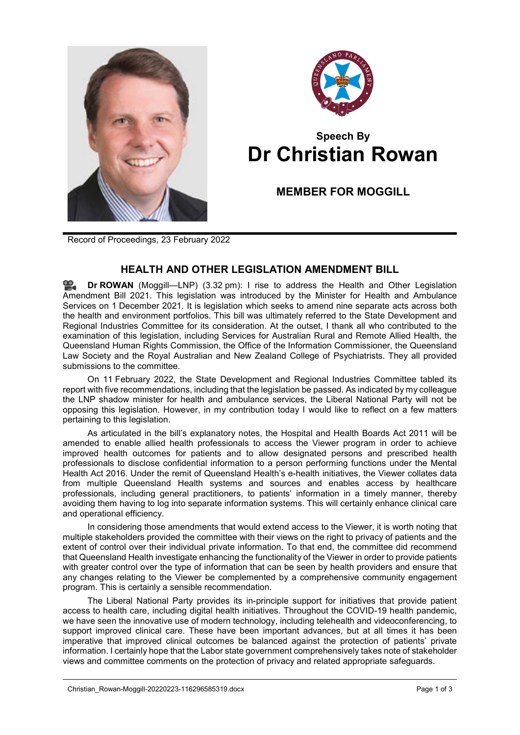## Speech By
# Dr Christian Rowan

### MEMBER FOR MOGGILL

Record of Proceedings, 23 February 2022

## HEALTH AND OTHER LEGISLATION AMENDMENT BILL

**Dr ROWAN** (Moggill—LNP) (3.32 pm): I rise to address the Health and Other Legislation Amendment Bill 2021. This legislation was introduced by the Minister for Health and Ambulance Services on 1 December 2021. It is legislation which seeks to amend nine separate acts across both the health and environment portfolios. This bill was ultimately referred to the State Development and Regional Industries Committee for its consideration. At the outset, I thank all who contributed to the examination of this legislation, including Services for Australian Rural and Remote Allied Health, the Queensland Human Rights Commission, the Office of the Information Commissioner, the Queensland Law Society and the Royal Australian and New Zealand College of Psychiatrists. They all provided submissions to the committee.

On 11 February 2022, the State Development and Regional Industries Committee tabled its report with five recommendations, including that the legislation be passed. As indicated by my colleague the LNP shadow minister for health and ambulance services, the Liberal National Party will not be opposing this legislation. However, in my contribution today I would like to reflect on a few matters pertaining to this legislation.

As articulated in the bill's explanatory notes, the Hospital and Health Boards Act 2011 will be amended to enable allied health professionals to access the Viewer program in order to achieve improved health outcomes for patients and to allow designated persons and prescribed health professionals to disclose confidential information to a person performing functions under the Mental Health Act 2016. Under the remit of Queensland Health's e-health initiatives, the Viewer collates data from multiple Queensland Health systems and sources and enables access by healthcare professionals, including general practitioners, to patients' information in a timely manner, thereby avoiding them having to log into separate information systems. This will certainly enhance clinical care and operational efficiency.

In considering those amendments that would extend access to the Viewer, it is worth noting that multiple stakeholders provided the committee with their views on the right to privacy of patients and the extent of control over their individual private information. To that end, the committee did recommend that Queensland Health investigate enhancing the functionality of the Viewer in order to provide patients with greater control over the type of information that can be seen by health providers and ensure that any changes relating to the Viewer be complemented by a comprehensive community engagement program. This is certainly a sensible recommendation.

The Liberal National Party provides its in-principle support for initiatives that provide patient access to health care, including digital health initiatives. Throughout the COVID-19 health pandemic, we have seen the innovative use of modern technology, including telehealth and videoconferencing, to support improved clinical care. These have been important advances, but at all times it has been imperative that improved clinical outcomes be balanced against the protection of patients' private information. I certainly hope that the Labor state government comprehensively takes note of stakeholder views and committee comments on the protection of privacy and related appropriate safeguards.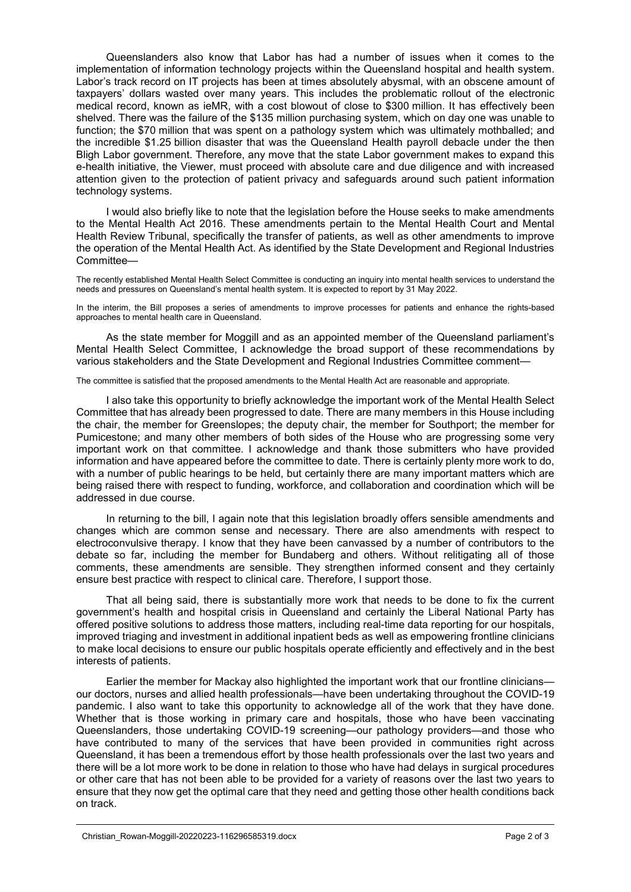Queenslanders also know that Labor has had a number of issues when it comes to the implementation of information technology projects within the Queensland hospital and health system. Labor's track record on IT projects has been at times absolutely abysmal, with an obscene amount of taxpayers' dollars wasted over many years. This includes the problematic rollout of the electronic medical record, known as ieMR, with a cost blowout of close to $300 million. It has effectively been shelved. There was the failure of the $135 million purchasing system, which on day one was unable to function; the $70 million that was spent on a pathology system which was ultimately mothballed; and the incredible $1.25 billion disaster that was the Queensland Health payroll debacle under the then Bligh Labor government. Therefore, any move that the state Labor government makes to expand this e-health initiative, the Viewer, must proceed with absolute care and due diligence and with increased attention given to the protection of patient privacy and safeguards around such patient information technology systems.

I would also briefly like to note that the legislation before the House seeks to make amendments to the Mental Health Act 2016. These amendments pertain to the Mental Health Court and Mental Health Review Tribunal, specifically the transfer of patients, as well as other amendments to improve the operation of the Mental Health Act. As identified by the State Development and Regional Industries Committee—

> The recently established Mental Health Select Committee is conducting an inquiry into mental health services to understand the needs and pressures on Queensland's mental health system. It is expected to report by 31 May 2022.
>
> In the interim, the Bill proposes a series of amendments to improve processes for patients and enhance the rights-based approaches to mental health care in Queensland.

As the state member for Moggill and as an appointed member of the Queensland parliament's Mental Health Select Committee, I acknowledge the broad support of these recommendations by various stakeholders and the State Development and Regional Industries Committee comment—

> The committee is satisfied that the proposed amendments to the Mental Health Act are reasonable and appropriate.

I also take this opportunity to briefly acknowledge the important work of the Mental Health Select Committee that has already been progressed to date. There are many members in this House including the chair, the member for Greenslopes; the deputy chair, the member for Southport; the member for Pumicestone; and many other members of both sides of the House who are progressing some very important work on that committee. I acknowledge and thank those submitters who have provided information and have appeared before the committee to date. There is certainly plenty more work to do, with a number of public hearings to be held, but certainly there are many important matters which are being raised there with respect to funding, workforce, and collaboration and coordination which will be addressed in due course.

In returning to the bill, I again note that this legislation broadly offers sensible amendments and changes which are common sense and necessary. There are also amendments with respect to electroconvulsive therapy. I know that they have been canvassed by a number of contributors to the debate so far, including the member for Bundaberg and others. Without relitigating all of those comments, these amendments are sensible. They strengthen informed consent and they certainly ensure best practice with respect to clinical care. Therefore, I support those.

That all being said, there is substantially more work that needs to be done to fix the current government's health and hospital crisis in Queensland and certainly the Liberal National Party has offered positive solutions to address those matters, including real-time data reporting for our hospitals, improved triaging and investment in additional inpatient beds as well as empowering frontline clinicians to make local decisions to ensure our public hospitals operate efficiently and effectively and in the best interests of patients.

Earlier the member for Mackay also highlighted the important work that our frontline clinicians—our doctors, nurses and allied health professionals—have been undertaking throughout the COVID-19 pandemic. I also want to take this opportunity to acknowledge all of the work that they have done. Whether that is those working in primary care and hospitals, those who have been vaccinating Queenslanders, those undertaking COVID-19 screening—our pathology providers—and those who have contributed to many of the services that have been provided in communities right across Queensland, it has been a tremendous effort by those health professionals over the last two years and there will be a lot more work to be done in relation to those who have had delays in surgical procedures or other care that has not been able to be provided for a variety of reasons over the last two years to ensure that they now get the optimal care that they need and getting those other health conditions back on track.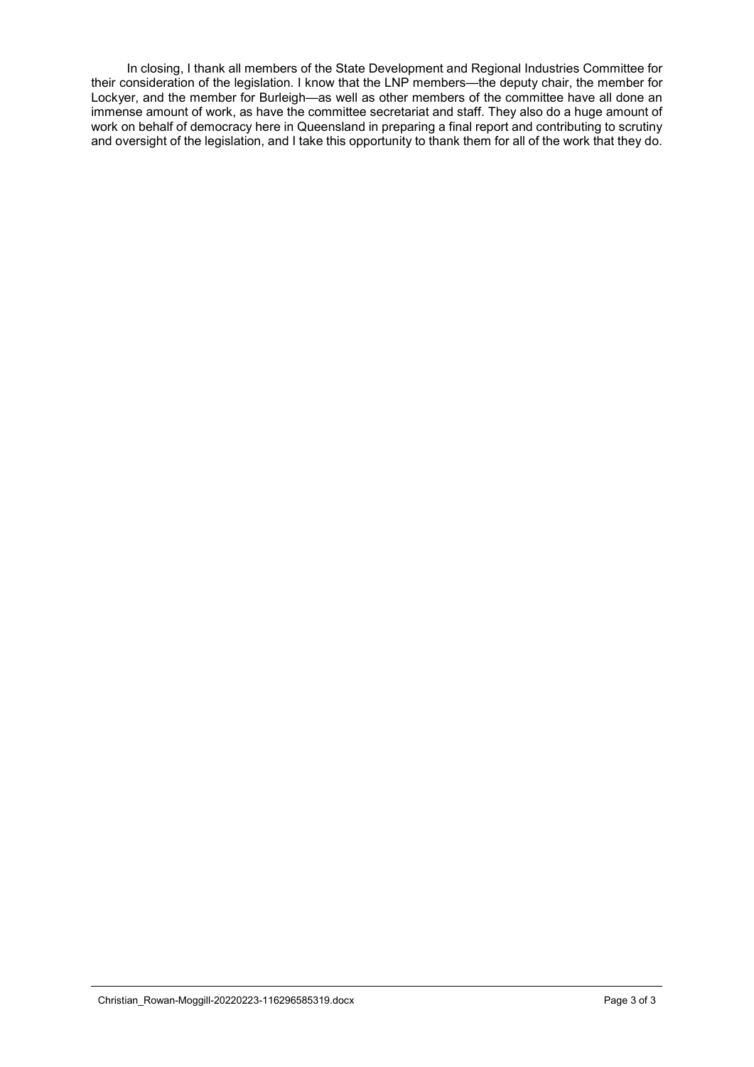In closing, I thank all members of the State Development and Regional Industries Committee for their consideration of the legislation. I know that the LNP members—the deputy chair, the member for Lockyer, and the member for Burleigh—as well as other members of the committee have all done an immense amount of work, as have the committee secretariat and staff. They also do a huge amount of work on behalf of democracy here in Queensland in preparing a final report and contributing to scrutiny and oversight of the legislation, and I take this opportunity to thank them for all of the work that they do.